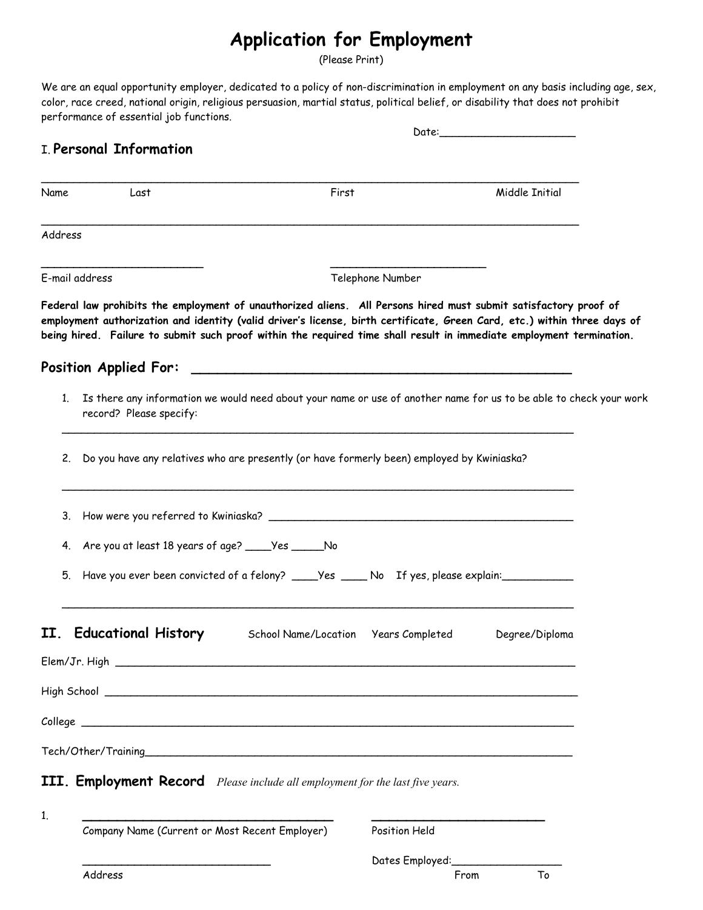# Application for Employment

(Please Print)

We are an equal opportunity employer, dedicated to a policy of non-discrimination in employment on any basis including age, sex, color, race creed, national origin, religious persuasion, martial status, political belief, or disability that does not prohibit performance of essential job functions.

Date:_____________________

## I. Personal Information

_______________________________________________________________________________

Name Last First Middle Initial

_______________________________________________________________________________

Address

________________________ ________________________

E-mail address Telephone Number

**Federal law prohibits the employment of unauthorized aliens. All Persons hired must submit satisfactory proof of employment authorization and identity (valid driver's license, birth certificate, Green Card, etc.) within three days of being hired. Failure to submit such proof within the required time shall result in immediate employment termination.**

### Position Applied For: _______________________________________________

1. Is there any information we would need about your name or use of another name for us to be able to check your work record? Please specify:

   _______________________________________________________________________________

2. Do you have any relatives who are presently (or have formerly been) employed by Kwiniaska?

   _______________________________________________________________________________

3. How were you referred to Kwiniaska? _______________________________________________

4. Are you at least 18 years of age? ____Yes _____No

5. Have you ever been convicted of a felony? ____Yes ____ No If yes, please explain:___________

   _______________________________________________________________________________

## II. Educational History

School Name/Location Years Completed Degree/Diploma

Elem/Jr. High _______________________________________________________________________

High School _______________________________________________________________________

College ___________________________________________________________________________

Tech/Other/Training_________________________________________________________________

## III. Employment Record *Please include all employment for the last five years.*

1. ___________________________________ ________________________

   Company Name (Current or Most Recent Employer) Position Held

   ____________________________ Dates Employed:________________

   Address From To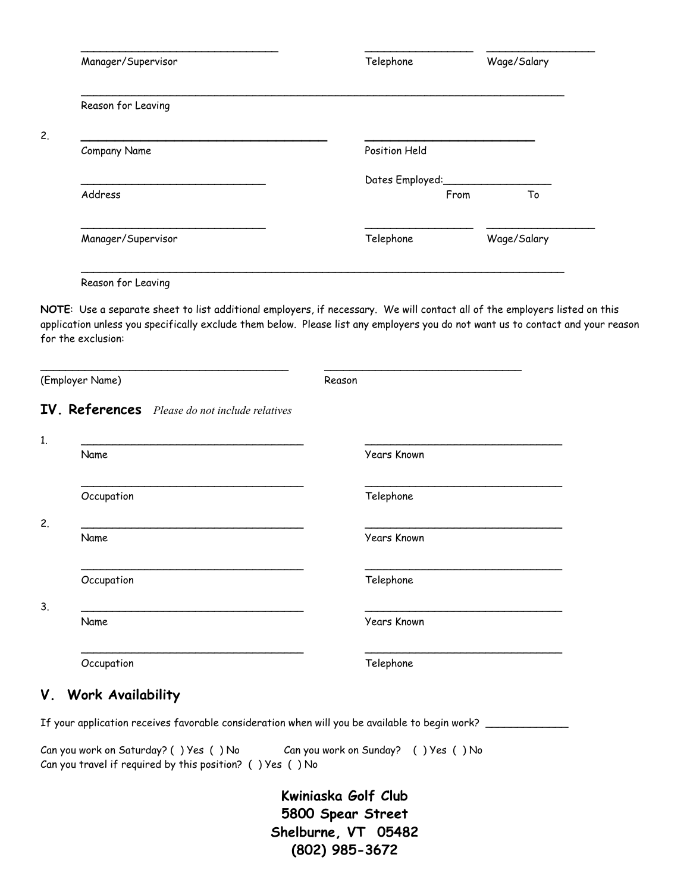_______________________________ &nbsp;&nbsp;&nbsp;&nbsp; _________________ &nbsp;&nbsp; _________________

Manager/Supervisor &nbsp;&nbsp;&nbsp;&nbsp; Telephone &nbsp;&nbsp;&nbsp;&nbsp; Wage/Salary

_____________________________________________________________________________

Reason for Leaving

2. _____________________________________ &nbsp;&nbsp;&nbsp;&nbsp; __________________________

Company Name &nbsp;&nbsp;&nbsp;&nbsp; Position Held

_____________________________ &nbsp;&nbsp;&nbsp;&nbsp; Dates Employed:_________________

Address &nbsp;&nbsp;&nbsp;&nbsp; From &nbsp;&nbsp;&nbsp;&nbsp; To

_____________________________ &nbsp;&nbsp;&nbsp;&nbsp; _________________ &nbsp;&nbsp; _________________

Manager/Supervisor &nbsp;&nbsp;&nbsp;&nbsp; Telephone &nbsp;&nbsp;&nbsp;&nbsp; Wage/Salary

_____________________________________________________________________________

Reason for Leaving

**NOTE**: Use a separate sheet to list additional employers, if necessary. We will contact all of the employers listed on this application unless you specifically exclude them below. Please list any employers you do not want us to contact and your reason for the exclusion:

_______________________________________ &nbsp;&nbsp;&nbsp;&nbsp; _______________________________

(Employer Name) &nbsp;&nbsp;&nbsp;&nbsp; Reason

## IV. References *Please do not include relatives*

1. ___________________________________ &nbsp;&nbsp;&nbsp;&nbsp; _______________________________

Name &nbsp;&nbsp;&nbsp;&nbsp; Years Known

___________________________________ &nbsp;&nbsp;&nbsp;&nbsp; _______________________________

Occupation &nbsp;&nbsp;&nbsp;&nbsp; Telephone

2. ___________________________________ &nbsp;&nbsp;&nbsp;&nbsp; _______________________________

Name &nbsp;&nbsp;&nbsp;&nbsp; Years Known

___________________________________ &nbsp;&nbsp;&nbsp;&nbsp; _______________________________

Occupation &nbsp;&nbsp;&nbsp;&nbsp; Telephone

3. ___________________________________ &nbsp;&nbsp;&nbsp;&nbsp; _______________________________

Name &nbsp;&nbsp;&nbsp;&nbsp; Years Known

___________________________________ &nbsp;&nbsp;&nbsp;&nbsp; _______________________________

Occupation &nbsp;&nbsp;&nbsp;&nbsp; Telephone

## V. Work Availability

If your application receives favorable consideration when will you be available to begin work? _____________

Can you work on Saturday? ( ) Yes ( ) No &nbsp;&nbsp;&nbsp;&nbsp; Can you work on Sunday? ( ) Yes ( ) No
Can you travel if required by this position? ( ) Yes ( ) No

**Kwiniaska Golf Club**
**5800 Spear Street**
**Shelburne, VT 05482**
**(802) 985-3672**